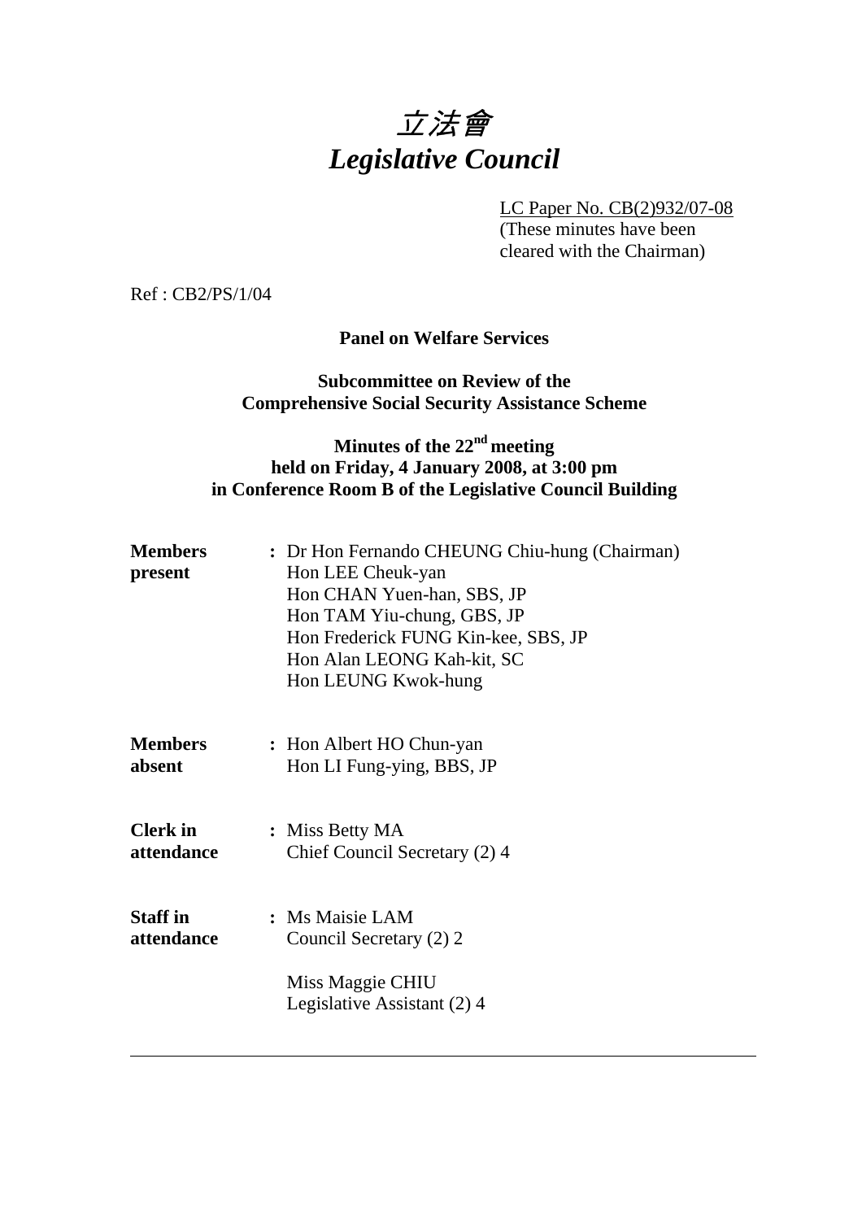# 立法會
# *Legislative Council*

LC Paper No. CB(2)932/07-08
(These minutes have been cleared with the Chairman)

Ref : CB2/PS/1/04

**Panel on Welfare Services**

**Subcommittee on Review of the Comprehensive Social Security Assistance Scheme**

**Minutes of the 22nd meeting held on Friday, 4 January 2008, at 3:00 pm in Conference Room B of the Legislative Council Building**

| | | |
|---|---|---|
| **Members present** | : | Dr Hon Fernando CHEUNG Chiu-hung (Chairman)<br>Hon LEE Cheuk-yan<br>Hon CHAN Yuen-han, SBS, JP<br>Hon TAM Yiu-chung, GBS, JP<br>Hon Frederick FUNG Kin-kee, SBS, JP<br>Hon Alan LEONG Kah-kit, SC<br>Hon LEUNG Kwok-hung |
| **Members absent** | : | Hon Albert HO Chun-yan<br>Hon LI Fung-ying, BBS, JP |
| **Clerk in attendance** | : | Miss Betty MA<br>Chief Council Secretary (2) 4 |
| **Staff in attendance** | : | Ms Maisie LAM<br>Council Secretary (2) 2<br><br>Miss Maggie CHIU<br>Legislative Assistant (2) 4 |

---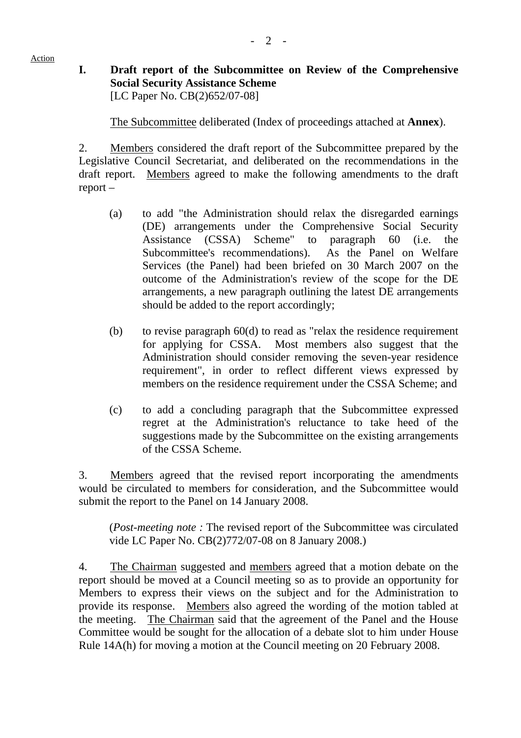Action

## I. Draft report of the Subcommittee on Review of the Comprehensive Social Security Assistance Scheme

[LC Paper No. CB(2)652/07-08]

The Subcommittee deliberated (Index of proceedings attached at **Annex**).

2. Members considered the draft report of the Subcommittee prepared by the Legislative Council Secretariat, and deliberated on the recommendations in the draft report. Members agreed to make the following amendments to the draft report –

(a) to add "the Administration should relax the disregarded earnings (DE) arrangements under the Comprehensive Social Security Assistance (CSSA) Scheme" to paragraph 60 (i.e. the Subcommittee's recommendations). As the Panel on Welfare Services (the Panel) had been briefed on 30 March 2007 on the outcome of the Administration's review of the scope for the DE arrangements, a new paragraph outlining the latest DE arrangements should be added to the report accordingly;

(b) to revise paragraph 60(d) to read as "relax the residence requirement for applying for CSSA. Most members also suggest that the Administration should consider removing the seven-year residence requirement", in order to reflect different views expressed by members on the residence requirement under the CSSA Scheme; and

(c) to add a concluding paragraph that the Subcommittee expressed regret at the Administration's reluctance to take heed of the suggestions made by the Subcommittee on the existing arrangements of the CSSA Scheme.

3. Members agreed that the revised report incorporating the amendments would be circulated to members for consideration, and the Subcommittee would submit the report to the Panel on 14 January 2008.

(*Post-meeting note :* The revised report of the Subcommittee was circulated vide LC Paper No. CB(2)772/07-08 on 8 January 2008.)

4. The Chairman suggested and members agreed that a motion debate on the report should be moved at a Council meeting so as to provide an opportunity for Members to express their views on the subject and for the Administration to provide its response. Members also agreed the wording of the motion tabled at the meeting. The Chairman said that the agreement of the Panel and the House Committee would be sought for the allocation of a debate slot to him under House Rule 14A(h) for moving a motion at the Council meeting on 20 February 2008.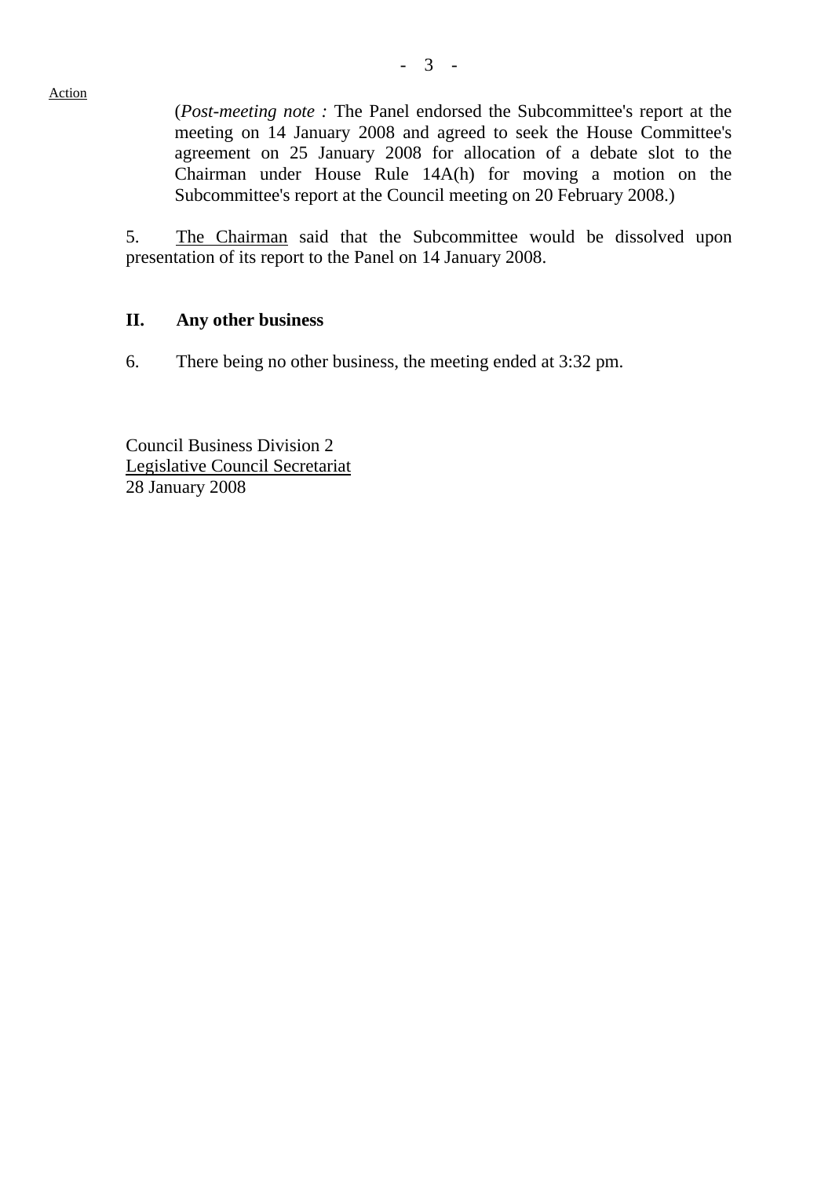Action

(*Post-meeting note :* The Panel endorsed the Subcommittee's report at the meeting on 14 January 2008 and agreed to seek the House Committee's agreement on 25 January 2008 for allocation of a debate slot to the Chairman under House Rule 14A(h) for moving a motion on the Subcommittee's report at the Council meeting on 20 February 2008.)

5. The Chairman said that the Subcommittee would be dissolved upon presentation of its report to the Panel on 14 January 2008.

## II. Any other business

6. There being no other business, the meeting ended at 3:32 pm.

Council Business Division 2
Legislative Council Secretariat
28 January 2008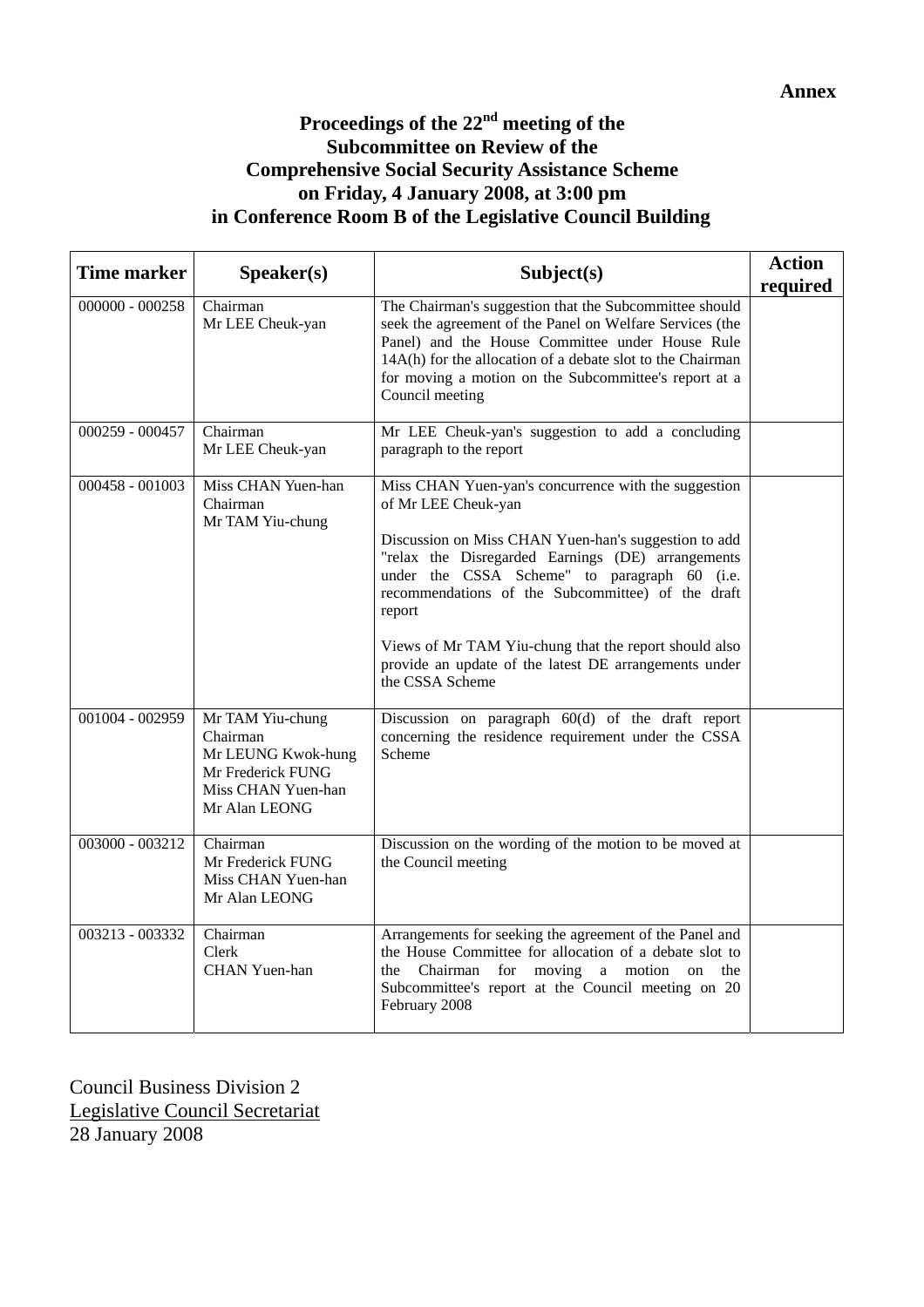**Annex**

# Proceedings of the 22nd meeting of the Subcommittee on Review of the Comprehensive Social Security Assistance Scheme on Friday, 4 January 2008, at 3:00 pm in Conference Room B of the Legislative Council Building

| Time marker | Speaker(s) | Subject(s) | Action required |
|---|---|---|---|
| 000000 - 000258 | Chairman<br>Mr LEE Cheuk-yan | The Chairman's suggestion that the Subcommittee should seek the agreement of the Panel on Welfare Services (the Panel) and the House Committee under House Rule 14A(h) for the allocation of a debate slot to the Chairman for moving a motion on the Subcommittee's report at a Council meeting | |
| 000259 - 000457 | Chairman<br>Mr LEE Cheuk-yan | Mr LEE Cheuk-yan's suggestion to add a concluding paragraph to the report | |
| 000458 - 001003 | Miss CHAN Yuen-han<br>Chairman<br>Mr TAM Yiu-chung | Miss CHAN Yuen-yan's concurrence with the suggestion of Mr LEE Cheuk-yan<br><br>Discussion on Miss CHAN Yuen-han's suggestion to add "relax the Disregarded Earnings (DE) arrangements under the CSSA Scheme" to paragraph 60 (i.e. recommendations of the Subcommittee) of the draft report<br><br>Views of Mr TAM Yiu-chung that the report should also provide an update of the latest DE arrangements under the CSSA Scheme | |
| 001004 - 002959 | Mr TAM Yiu-chung<br>Chairman<br>Mr LEUNG Kwok-hung<br>Mr Frederick FUNG<br>Miss CHAN Yuen-han<br>Mr Alan LEONG | Discussion on paragraph 60(d) of the draft report concerning the residence requirement under the CSSA Scheme | |
| 003000 - 003212 | Chairman<br>Mr Frederick FUNG<br>Miss CHAN Yuen-han<br>Mr Alan LEONG | Discussion on the wording of the motion to be moved at the Council meeting | |
| 003213 - 003332 | Chairman<br>Clerk<br>CHAN Yuen-han | Arrangements for seeking the agreement of the Panel and the House Committee for allocation of a debate slot to the Chairman for moving a motion on the Subcommittee's report at the Council meeting on 20 February 2008 | |

Council Business Division 2
Legislative Council Secretariat
28 January 2008